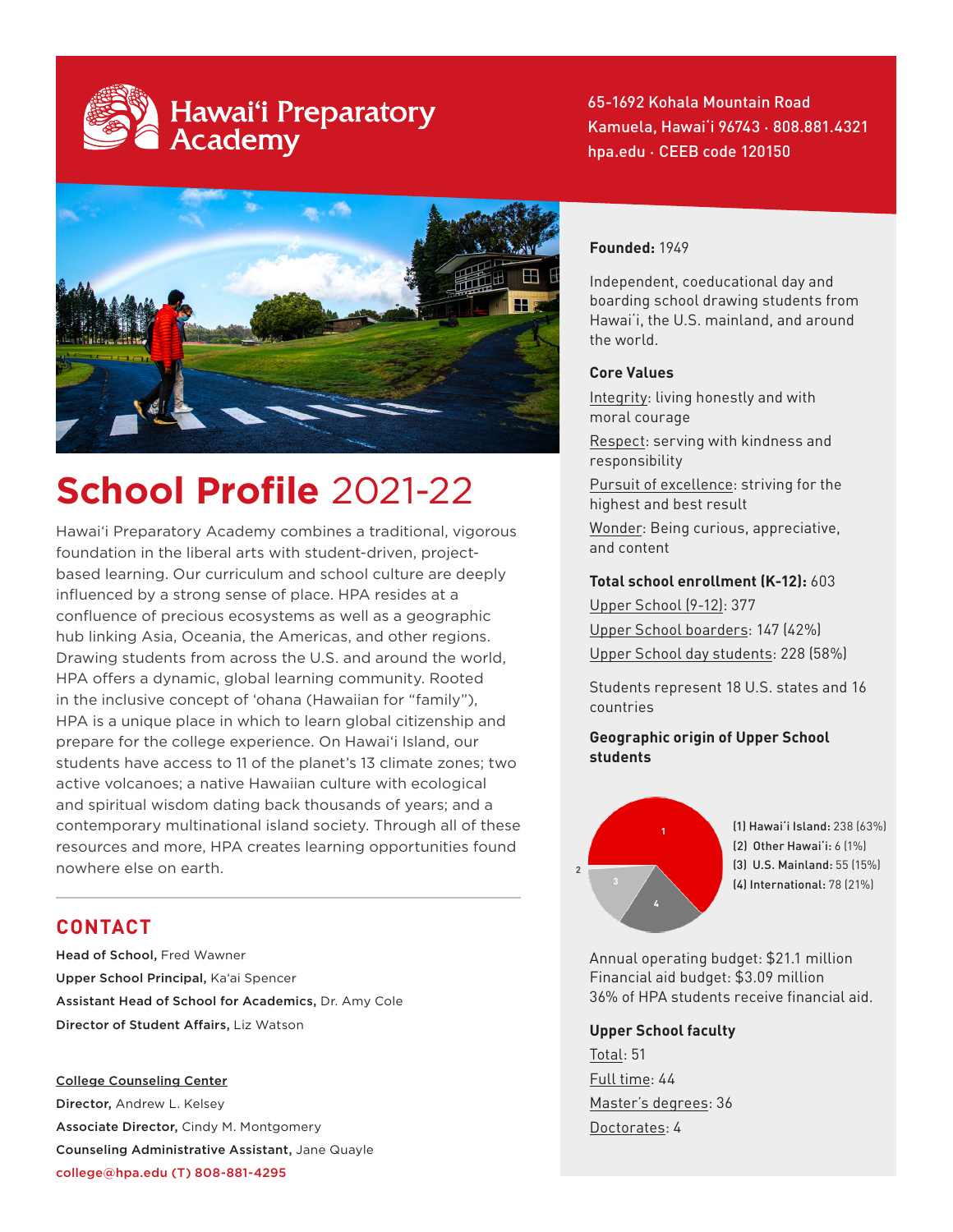# Hawai'i Preparatory Academy

65-1692 Kohala Mountain Road
Kamuela, Hawai'i 96743 · 808.881.4321
hpa.edu · CEEB code 120150

# School Profile 2021-22

Hawai'i Preparatory Academy combines a traditional, vigorous foundation in the liberal arts with student-driven, project-based learning. Our curriculum and school culture are deeply influenced by a strong sense of place. HPA resides at a confluence of precious ecosystems as well as a geographic hub linking Asia, Oceania, the Americas, and other regions. Drawing students from across the U.S. and around the world, HPA offers a dynamic, global learning community. Rooted in the inclusive concept of 'ohana (Hawaiian for "family"), HPA is a unique place in which to learn global citizenship and prepare for the college experience. On Hawai'i Island, our students have access to 11 of the planet's 13 climate zones; two active volcanoes; a native Hawaiian culture with ecological and spiritual wisdom dating back thousands of years; and a contemporary multinational island society. Through all of these resources and more, HPA creates learning opportunities found nowhere else on earth.

## CONTACT

**Head of School,** Fred Wawner
**Upper School Principal,** Ka'ai Spencer
**Assistant Head of School for Academics,** Dr. Amy Cole
**Director of Student Affairs,** Liz Watson

**College Counseling Center**
**Director,** Andrew L. Kelsey
**Associate Director,** Cindy M. Montgomery
**Counseling Administrative Assistant,** Jane Quayle
college@hpa.edu (T) 808-881-4295

**Founded:** 1949

Independent, coeducational day and boarding school drawing students from Hawai'i, the U.S. mainland, and around the world.

**Core Values**

Integrity: living honestly and with moral courage
Respect: serving with kindness and responsibility
Pursuit of excellence: striving for the highest and best result
Wonder: Being curious, appreciative, and content

**Total school enrollment (K-12):** 603
Upper School (9-12): 377
Upper School boarders: 147 (42%)
Upper School day students: 228 (58%)

Students represent 18 U.S. states and 16 countries

**Geographic origin of Upper School students**

(1) Hawai'i Island: 238 (63%)
(2) Other Hawai'i: 6 (1%)
(3) U.S. Mainland: 55 (15%)
(4) International: 78 (21%)

Annual operating budget: $21.1 million
Financial aid budget: $3.09 million
36% of HPA students receive financial aid.

**Upper School faculty**
Total: 51
Full time: 44
Master's degrees: 36
Doctorates: 4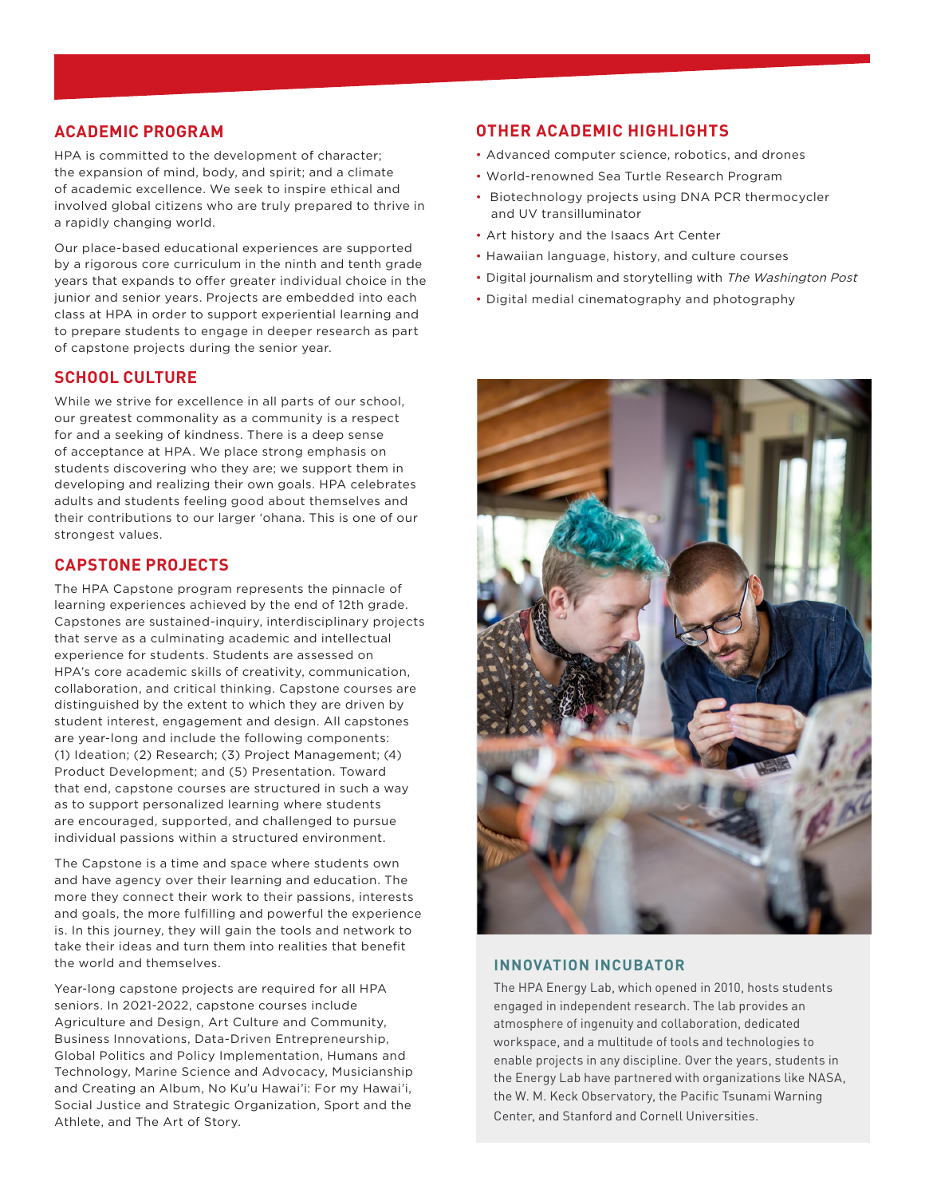## ACADEMIC PROGRAM

HPA is committed to the development of character; the expansion of mind, body, and spirit; and a climate of academic excellence. We seek to inspire ethical and involved global citizens who are truly prepared to thrive in a rapidly changing world.

Our place-based educational experiences are supported by a rigorous core curriculum in the ninth and tenth grade years that expands to offer greater individual choice in the junior and senior years. Projects are embedded into each class at HPA in order to support experiential learning and to prepare students to engage in deeper research as part of capstone projects during the senior year.

## SCHOOL CULTURE

While we strive for excellence in all parts of our school, our greatest commonality as a community is a respect for and a seeking of kindness. There is a deep sense of acceptance at HPA. We place strong emphasis on students discovering who they are; we support them in developing and realizing their own goals. HPA celebrates adults and students feeling good about themselves and their contributions to our larger ʻohana. This is one of our strongest values.

## CAPSTONE PROJECTS

The HPA Capstone program represents the pinnacle of learning experiences achieved by the end of 12th grade. Capstones are sustained-inquiry, interdisciplinary projects that serve as a culminating academic and intellectual experience for students. Students are assessed on HPA's core academic skills of creativity, communication, collaboration, and critical thinking. Capstone courses are distinguished by the extent to which they are driven by student interest, engagement and design. All capstones are year-long and include the following components: (1) Ideation; (2) Research; (3) Project Management; (4) Product Development; and (5) Presentation. Toward that end, capstone courses are structured in such a way as to support personalized learning where students are encouraged, supported, and challenged to pursue individual passions within a structured environment.

The Capstone is a time and space where students own and have agency over their learning and education. The more they connect their work to their passions, interests and goals, the more fulfilling and powerful the experience is. In this journey, they will gain the tools and network to take their ideas and turn them into realities that benefit the world and themselves.

Year-long capstone projects are required for all HPA seniors. In 2021-2022, capstone courses include Agriculture and Design, Art Culture and Community, Business Innovations, Data-Driven Entrepreneurship, Global Politics and Policy Implementation, Humans and Technology, Marine Science and Advocacy, Musicianship and Creating an Album, No Ku'u Hawai'i: For my Hawai'i, Social Justice and Strategic Organization, Sport and the Athlete, and The Art of Story.

## OTHER ACADEMIC HIGHLIGHTS

- Advanced computer science, robotics, and drones
- World-renowned Sea Turtle Research Program
- Biotechnology projects using DNA PCR thermocycler and UV transilluminator
- Art history and the Isaacs Art Center
- Hawaiian language, history, and culture courses
- Digital journalism and storytelling with *The Washington Post*
- Digital medial cinematography and photography

## INNOVATION INCUBATOR

The HPA Energy Lab, which opened in 2010, hosts students engaged in independent research. The lab provides an atmosphere of ingenuity and collaboration, dedicated workspace, and a multitude of tools and technologies to enable projects in any discipline. Over the years, students in the Energy Lab have partnered with organizations like NASA, the W. M. Keck Observatory, the Pacific Tsunami Warning Center, and Stanford and Cornell Universities.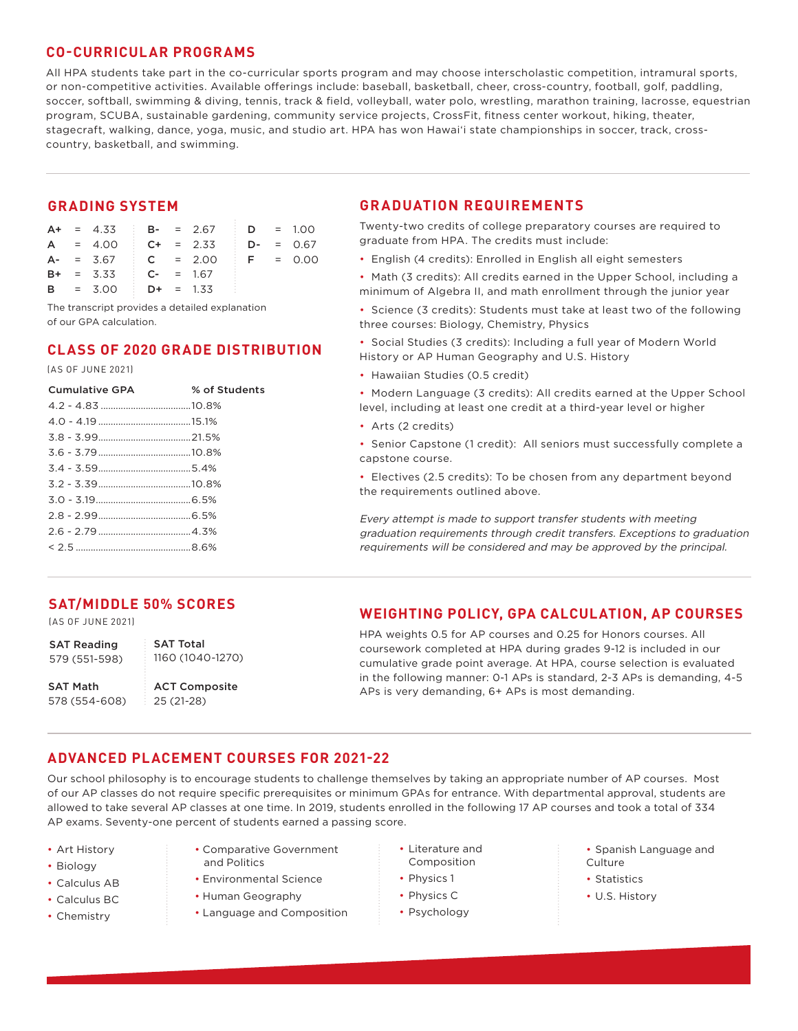## CO-CURRICULAR PROGRAMS

All HPA students take part in the co-curricular sports program and may choose interscholastic competition, intramural sports, or non-competitive activities. Available offerings include: baseball, basketball, cheer, cross-country, football, golf, paddling, soccer, softball, swimming & diving, tennis, track & field, volleyball, water polo, wrestling, marathon training, lacrosse, equestrian program, SCUBA, sustainable gardening, community service projects, CrossFit, fitness center workout, hiking, theater, stagecraft, walking, dance, yoga, music, and studio art. HPA has won Hawai'i state championships in soccer, track, cross-country, basketball, and swimming.

## GRADING SYSTEM

| Grade | Points | Grade | Points | Grade | Points |
|---|---|---|---|---|---|
| A+ | 4.33 | B- | 2.67 | D | 1.00 |
| A | 4.00 | C+ | 2.33 | D- | 0.67 |
| A- | 3.67 | C | 2.00 | F | 0.00 |
| B+ | 3.33 | C- | 1.67 | | |
| B | 3.00 | D+ | 1.33 | | |

The transcript provides a detailed explanation of our GPA calculation.

## CLASS OF 2020 GRADE DISTRIBUTION

(AS OF JUNE 2021)

| Cumulative GPA | % of Students |
|---|---|
| 4.2 - 4.83 | 10.8% |
| 4.0 - 4.19 | 15.1% |
| 3.8 - 3.99 | 21.5% |
| 3.6 - 3.79 | 10.8% |
| 3.4 - 3.59 | 5.4% |
| 3.2 - 3.39 | 10.8% |
| 3.0 - 3.19 | 6.5% |
| 2.8 - 2.99 | 6.5% |
| 2.6 - 2.79 | 4.3% |
| < 2.5 | 8.6% |

## GRADUATION REQUIREMENTS

Twenty-two credits of college preparatory courses are required to graduate from HPA. The credits must include:

- English (4 credits): Enrolled in English all eight semesters
- Math (3 credits): All credits earned in the Upper School, including a minimum of Algebra II, and math enrollment through the junior year
- Science (3 credits): Students must take at least two of the following three courses: Biology, Chemistry, Physics
- Social Studies (3 credits): Including a full year of Modern World History or AP Human Geography and U.S. History
- Hawaiian Studies (0.5 credit)
- Modern Language (3 credits): All credits earned at the Upper School level, including at least one credit at a third-year level or higher
- Arts (2 credits)
- Senior Capstone (1 credit): All seniors must successfully complete a capstone course.
- Electives (2.5 credits): To be chosen from any department beyond the requirements outlined above.

*Every attempt is made to support transfer students with meeting graduation requirements through credit transfers. Exceptions to graduation requirements will be considered and may be approved by the principal.*

## SAT/MIDDLE 50% SCORES

(AS OF JUNE 2021)

| | |
|---|---|
| **SAT Reading** 579 (551-598) | **SAT Total** 1160 (1040-1270) |
| **SAT Math** 578 (554-608) | **ACT Composite** 25 (21-28) |

## WEIGHTING POLICY, GPA CALCULATION, AP COURSES

HPA weights 0.5 for AP courses and 0.25 for Honors courses. All coursework completed at HPA during grades 9-12 is included in our cumulative grade point average. At HPA, course selection is evaluated in the following manner: 0-1 APs is standard, 2-3 APs is demanding, 4-5 APs is very demanding, 6+ APs is most demanding.

## ADVANCED PLACEMENT COURSES FOR 2021-22

Our school philosophy is to encourage students to challenge themselves by taking an appropriate number of AP courses. Most of our AP classes do not require specific prerequisites or minimum GPAs for entrance. With departmental approval, students are allowed to take several AP classes at one time. In 2019, students enrolled in the following 17 AP courses and took a total of 334 AP exams. Seventy-one percent of students earned a passing score.

- Art History
- Biology
- Calculus AB
- Calculus BC
- Chemistry
- Comparative Government and Politics
- Environmental Science
- Human Geography
- Language and Composition
- Literature and Composition
- Physics 1
- Physics C
- Psychology
- Spanish Language and Culture
- Statistics
- U.S. History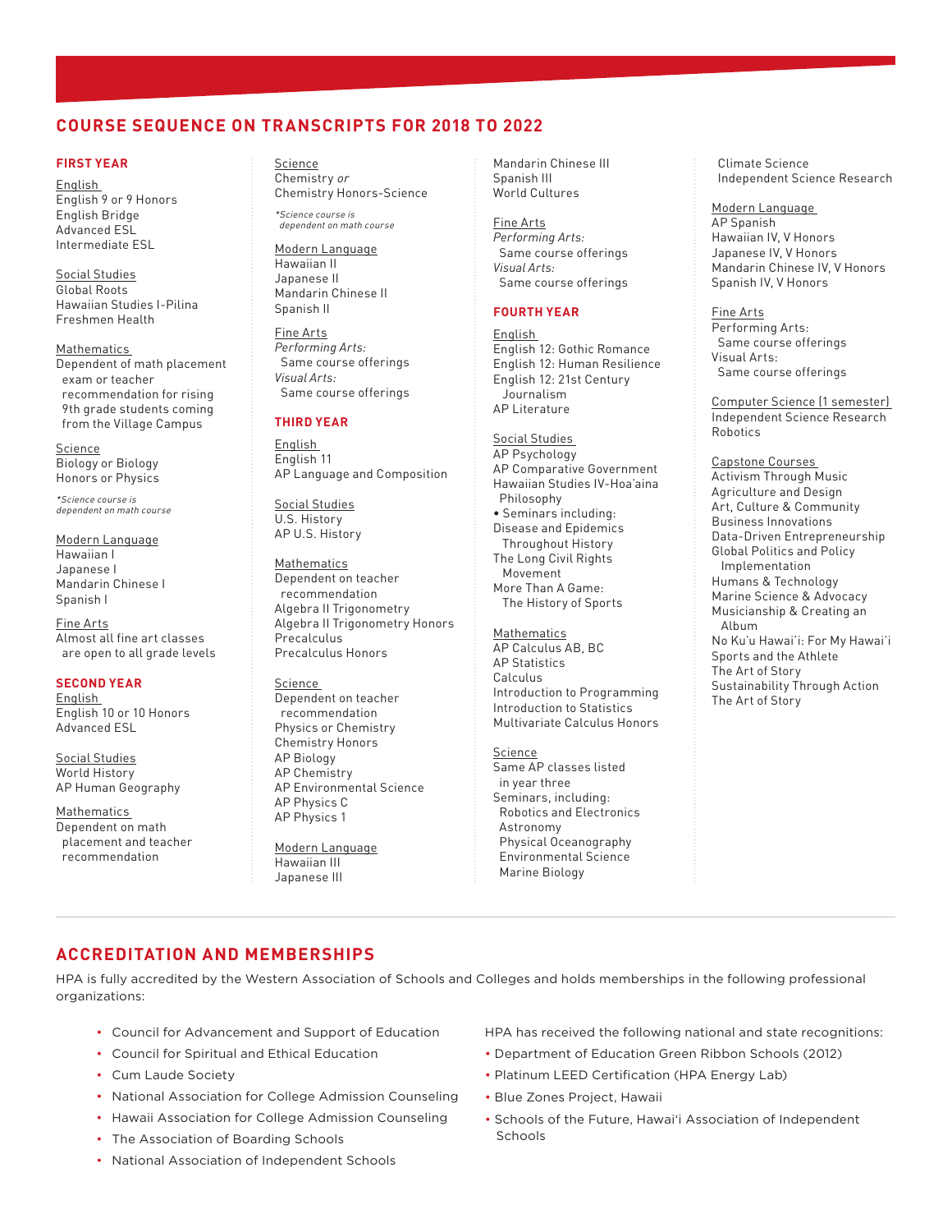## COURSE SEQUENCE ON TRANSCRIPTS FOR 2018 TO 2022

### FIRST YEAR

English
- English 9 or 9 Honors
- English Bridge
- Advanced ESL
- Intermediate ESL

Social Studies
- Global Roots
- Hawaiian Studies I-Pilina
- Freshmen Health

Mathematics
- Dependent of math placement exam or teacher recommendation for rising 9th grade students coming from the Village Campus

Science
- Biology or Biology Honors or Physics

*\*Science course is dependent on math course*

Modern Language
- Hawaiian I
- Japanese I
- Mandarin Chinese I
- Spanish I

Fine Arts
- Almost all fine art classes are open to all grade levels

### SECOND YEAR

English
- English 10 or 10 Honors
- Advanced ESL

Social Studies
- World History
- AP Human Geography

Mathematics
- Dependent on math placement and teacher recommendation

Science
- Chemistry *or* Chemistry Honors-Science

*\*Science course is dependent on math course*

Modern Language
- Hawaiian II
- Japanese II
- Mandarin Chinese II
- Spanish II

Fine Arts
- *Performing Arts:* Same course offerings
- *Visual Arts:* Same course offerings

### THIRD YEAR

English
- English 11
- AP Language and Composition

Social Studies
- U.S. History
- AP U.S. History

Mathematics
- Dependent on teacher recommendation
- Algebra II Trigonometry
- Algebra II Trigonometry Honors
- Precalculus
- Precalculus Honors

Science
- Dependent on teacher recommendation
- Physics or Chemistry
- Chemistry Honors
- AP Biology
- AP Chemistry
- AP Environmental Science
- AP Physics C
- AP Physics 1

Modern Language
- Hawaiian III
- Japanese III
- Mandarin Chinese III
- Spanish III
- World Cultures

Fine Arts
- *Performing Arts:* Same course offerings
- *Visual Arts:* Same course offerings

### FOURTH YEAR

English
- English 12: Gothic Romance
- English 12: Human Resilience
- English 12: 21st Century Journalism
- AP Literature

Social Studies
- AP Psychology
- AP Comparative Government
- Hawaiian Studies IV-Hoa'aina Philosophy
- Seminars including:
  - Disease and Epidemics Throughout History
  - The Long Civil Rights Movement
  - More Than A Game: The History of Sports

Mathematics
- AP Calculus AB, BC
- AP Statistics
- Calculus
- Introduction to Programming
- Introduction to Statistics
- Multivariate Calculus Honors

Science
- Same AP classes listed in year three
- Seminars, including:
  - Robotics and Electronics
  - Astronomy
  - Physical Oceanography
  - Environmental Science
  - Marine Biology
  - Climate Science
  - Independent Science Research

Modern Language
- AP Spanish
- Hawaiian IV, V Honors
- Japanese IV, V Honors
- Mandarin Chinese IV, V Honors
- Spanish IV, V Honors

Fine Arts
- Performing Arts: Same course offerings
- Visual Arts: Same course offerings

Computer Science (1 semester)
- Independent Science Research
- Robotics

Capstone Courses
- Activism Through Music
- Agriculture and Design
- Art, Culture & Community
- Business Innovations
- Data-Driven Entrepreneurship
- Global Politics and Policy Implementation
- Humans & Technology
- Marine Science & Advocacy
- Musicianship & Creating an Album
- No Ku'u Hawai'i: For My Hawai'i
- Sports and the Athlete
- The Art of Story
- Sustainability Through Action
- The Art of Story

## ACCREDITATION AND MEMBERSHIPS

HPA is fully accredited by the Western Association of Schools and Colleges and holds memberships in the following professional organizations:

- Council for Advancement and Support of Education
- Council for Spiritual and Ethical Education
- Cum Laude Society
- National Association for College Admission Counseling
- Hawaii Association for College Admission Counseling
- The Association of Boarding Schools
- National Association of Independent Schools

HPA has received the following national and state recognitions:

- Department of Education Green Ribbon Schools (2012)
- Platinum LEED Certification (HPA Energy Lab)
- Blue Zones Project, Hawaii
- Schools of the Future, Hawai'i Association of Independent Schools